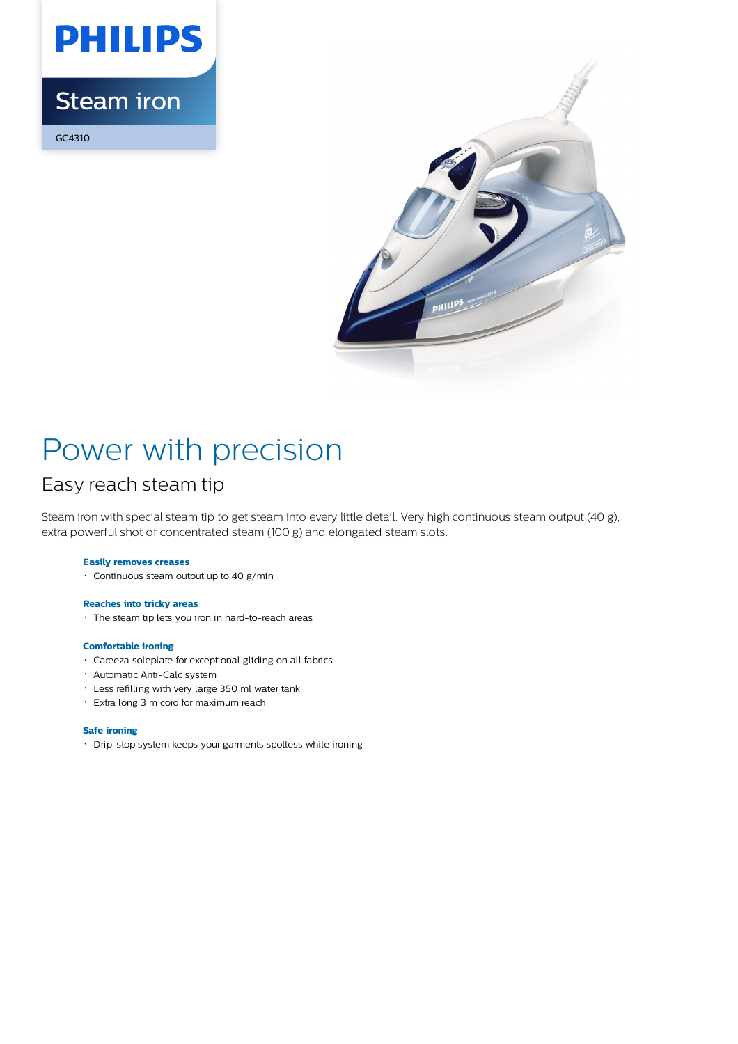PHILIPS

Steam iron

GC4310

# Power with precision

## Easy reach steam tip

Steam iron with special steam tip to get steam into every little detail. Very high continuous steam output (40 g), extra powerful shot of concentrated steam (100 g) and elongated steam slots.

**Easily removes creases**

- Continuous steam output up to 40 g/min

**Reaches into tricky areas**

- The steam tip lets you iron in hard-to-reach areas

**Comfortable ironing**

- Careeza soleplate for exceptional gliding on all fabrics
- Automatic Anti-Calc system
- Less refilling with very large 350 ml water tank
- Extra long 3 m cord for maximum reach

**Safe ironing**

- Drip-stop system keeps your garments spotless while ironing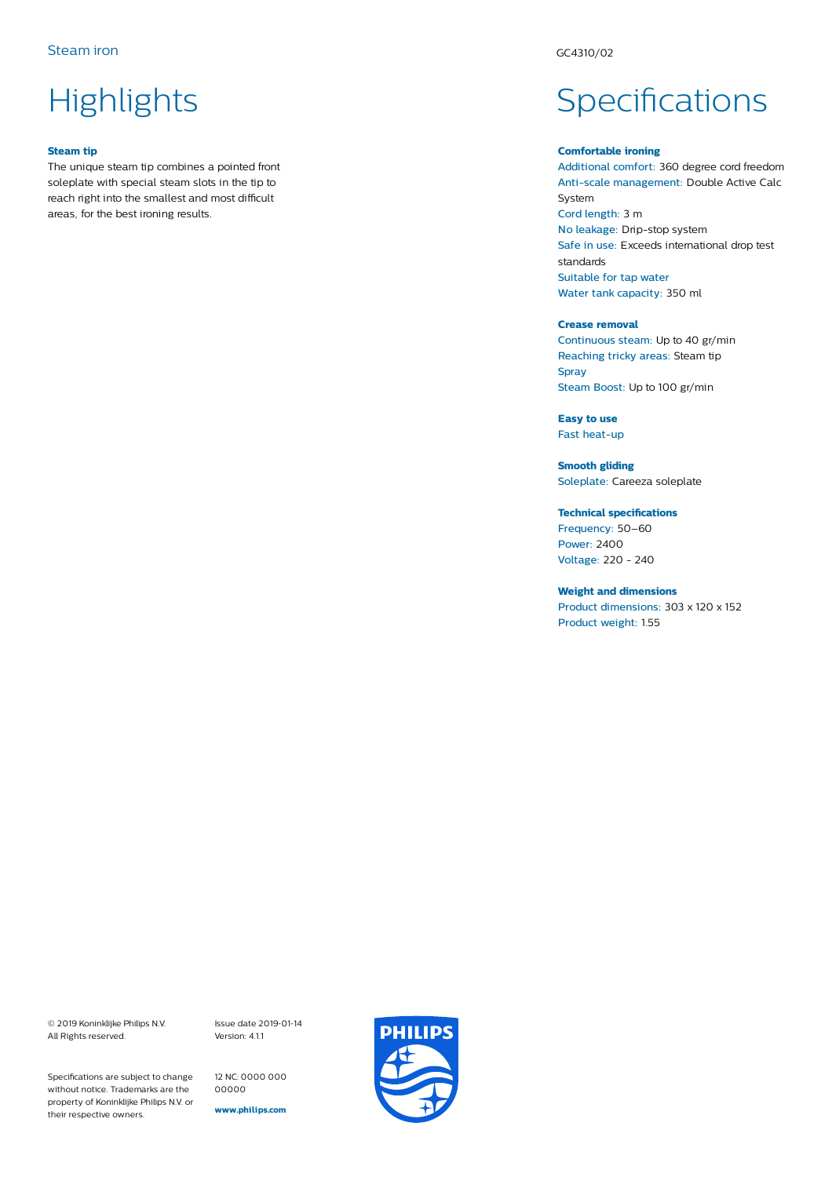Steam iron

# Highlights

**Steam tip**

The unique steam tip combines a pointed front soleplate with special steam slots in the tip to reach right into the smallest and most difficult areas, for the best ironing results.

GC4310/02

# Specifications

**Comfortable ironing**

Additional comfort: 360 degree cord freedom
Anti-scale management: Double Active Calc System
Cord length: 3 m
No leakage: Drip-stop system
Safe in use: Exceeds international drop test standards
Suitable for tap water
Water tank capacity: 350 ml

**Crease removal**

Continuous steam: Up to 40 gr/min
Reaching tricky areas: Steam tip
Spray
Steam Boost: Up to 100 gr/min

**Easy to use**

Fast heat-up

**Smooth gliding**

Soleplate: Careeza soleplate

**Technical specifications**

Frequency: 50–60
Power: 2400
Voltage: 220 - 240

**Weight and dimensions**

Product dimensions: 303 x 120 x 152
Product weight: 1.55

© 2019 Koninklijke Philips N.V.
All Rights reserved.

Specifications are subject to change without notice. Trademarks are the property of Koninklijke Philips N.V. or their respective owners.

Issue date 2019-01-14
Version: 4.1.1

12 NC: 0000 000 00000

**www.philips.com**